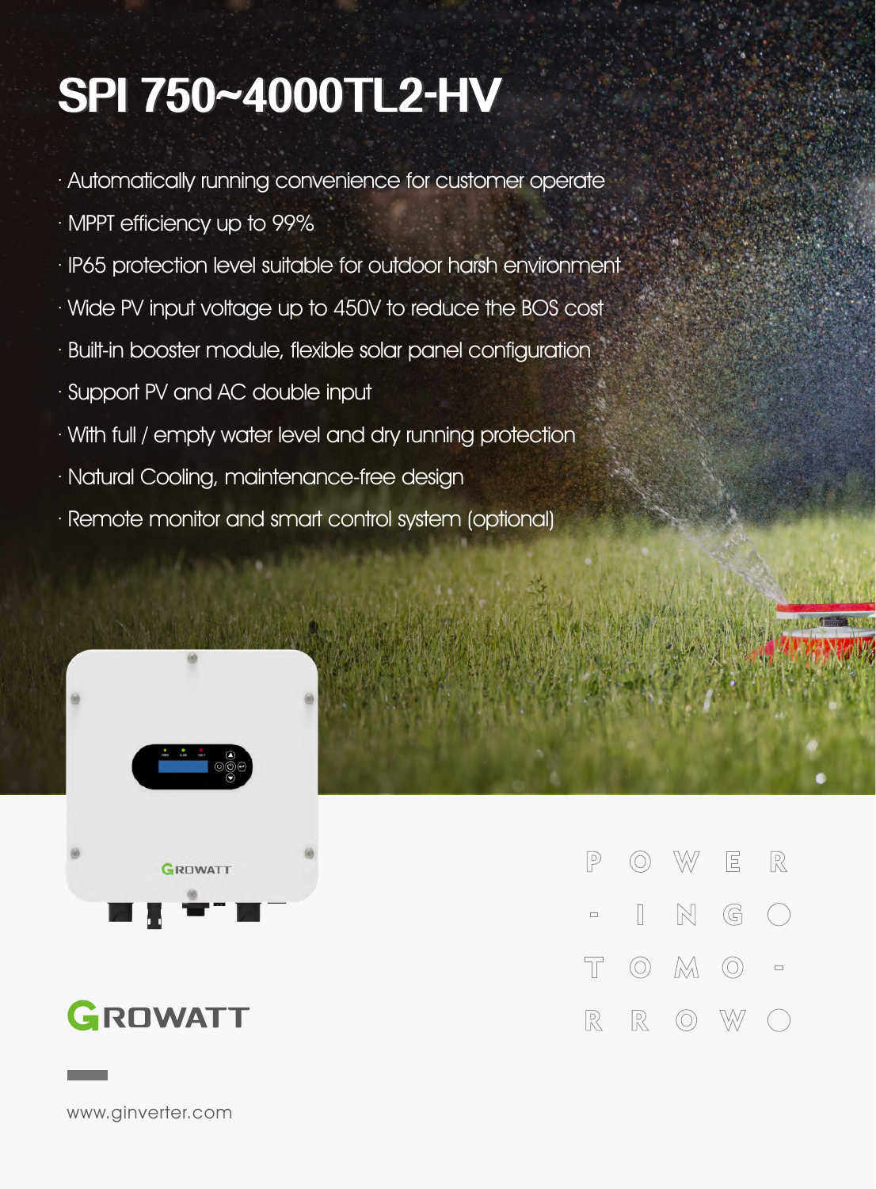# SPI 750~4000TL2-HV

- Automatically running convenience for customer operate
- MPPT efficiency up to 99%
- IP65 protection level suitable for outdoor harsh environment
- Wide PV input voltage up to 450V to reduce the BOS cost
- Built-in booster module, flexible solar panel configuration
- Support PV and AC double input
- With full / empty water level and dry running protection
- Natural Cooling, maintenance-free design
- Remote monitor and smart control system (optional)

GROWATT

POWER-ING TOMO-RROW

www.ginverter.com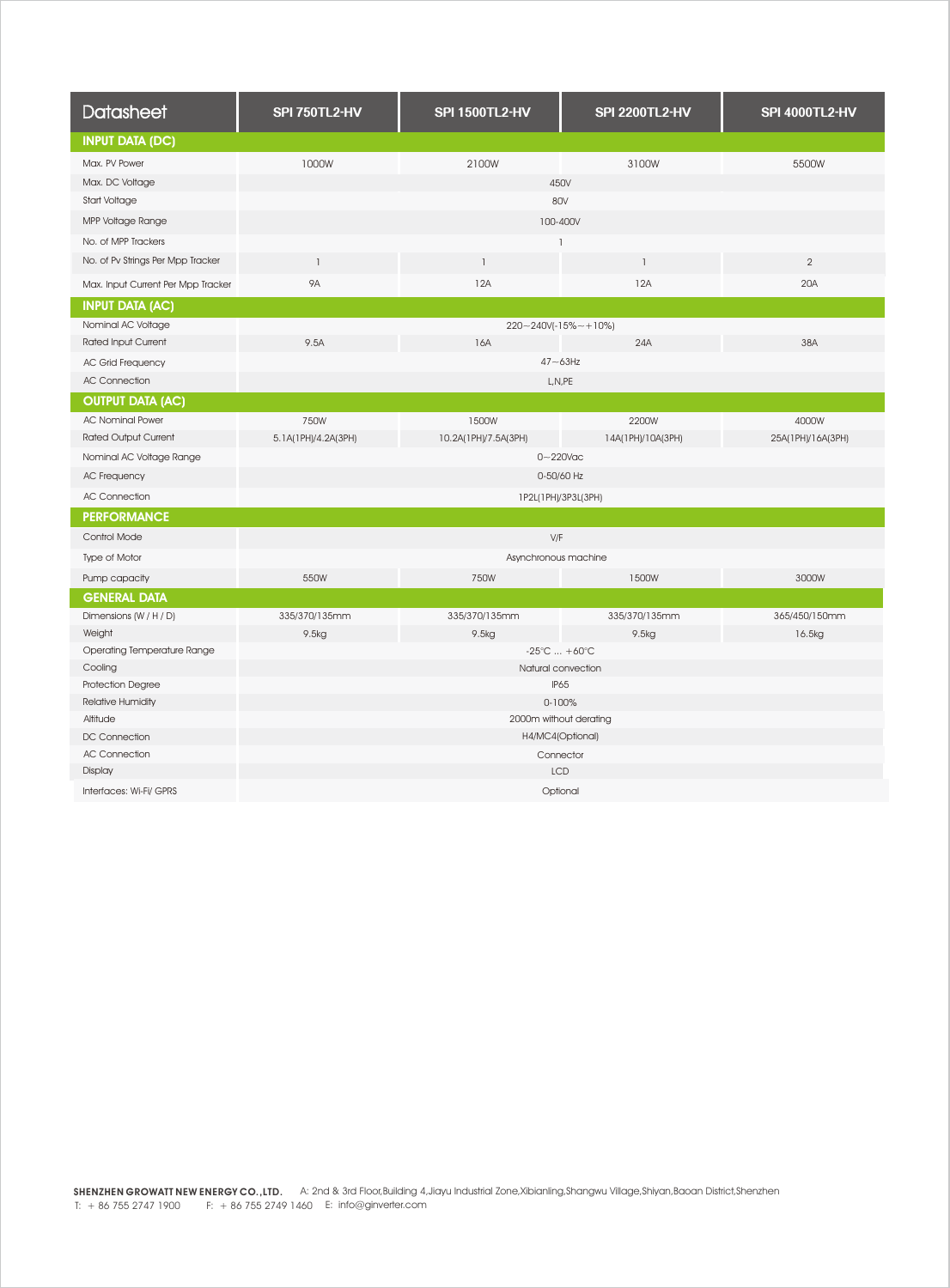| Datasheet | SPI 750TL2-HV | SPI 1500TL2-HV | SPI 2200TL2-HV | SPI 4000TL2-HV |
|---|---|---|---|---|
| **INPUT DATA (DC)** | | | | |
| Max. PV Power | 1000W | 2100W | 3100W | 5500W |
| Max. DC Voltage | 450V | | | |
| Start Voltage | 80V | | | |
| MPP Voltage Range | 100-400V | | | |
| No. of MPP Trackers | 1 | | | |
| No. of Pv Strings Per Mpp Tracker | 1 | 1 | 1 | 2 |
| Max. Input Current Per Mpp Tracker | 9A | 12A | 12A | 20A |
| **INPUT DATA (AC)** | | | | |
| Nominal AC Voltage | 220~240V(-15%~+10%) | | | |
| Rated Input Current | 9.5A | 16A | 24A | 38A |
| AC Grid Frequency | 47~63Hz | | | |
| AC Connection | L,N,PE | | | |
| **OUTPUT DATA (AC)** | | | | |
| AC Nominal Power | 750W | 1500W | 2200W | 4000W |
| Rated Output Current | 5.1A(1PH)/4.2A(3PH) | 10.2A(1PH)/7.5A(3PH) | 14A(1PH)/10A(3PH) | 25A(1PH)/16A(3PH) |
| Nominal AC Voltage Range | 0~220Vac | | | |
| AC Frequency | 0-50/60 Hz | | | |
| AC Connection | 1P2L(1PH)/3P3L(3PH) | | | |
| **PERFORMANCE** | | | | |
| Control Mode | V/F | | | |
| Type of Motor | Asynchronous machine | | | |
| Pump capacity | 550W | 750W | 1500W | 3000W |
| **GENERAL DATA** | | | | |
| Dimensions (W / H / D) | 335/370/135mm | 335/370/135mm | 335/370/135mm | 365/450/150mm |
| Weight | 9.5kg | 9.5kg | 9.5kg | 16.5kg |
| Operating Temperature Range | -25°C ... +60°C | | | |
| Cooling | Natural convection | | | |
| Protection Degree | IP65 | | | |
| Relative Humidity | 0-100% | | | |
| Altitude | 2000m without derating | | | |
| DC Connection | H4/MC4(Optional) | | | |
| AC Connection | Connector | | | |
| Display | LCD | | | |
| Interfaces: Wi-Fi/ GPRS | Optional | | | |

**SHENZHEN GROWATT NEW ENERGY CO.,LTD.** A: 2nd & 3rd Floor,Building 4,Jiayu Industrial Zone,Xibianling,Shangwu Village,Shiyan,Baoan District,Shenzhen
T: + 86 755 2747 1900 F: + 86 755 2749 1460 E: info@ginverter.com